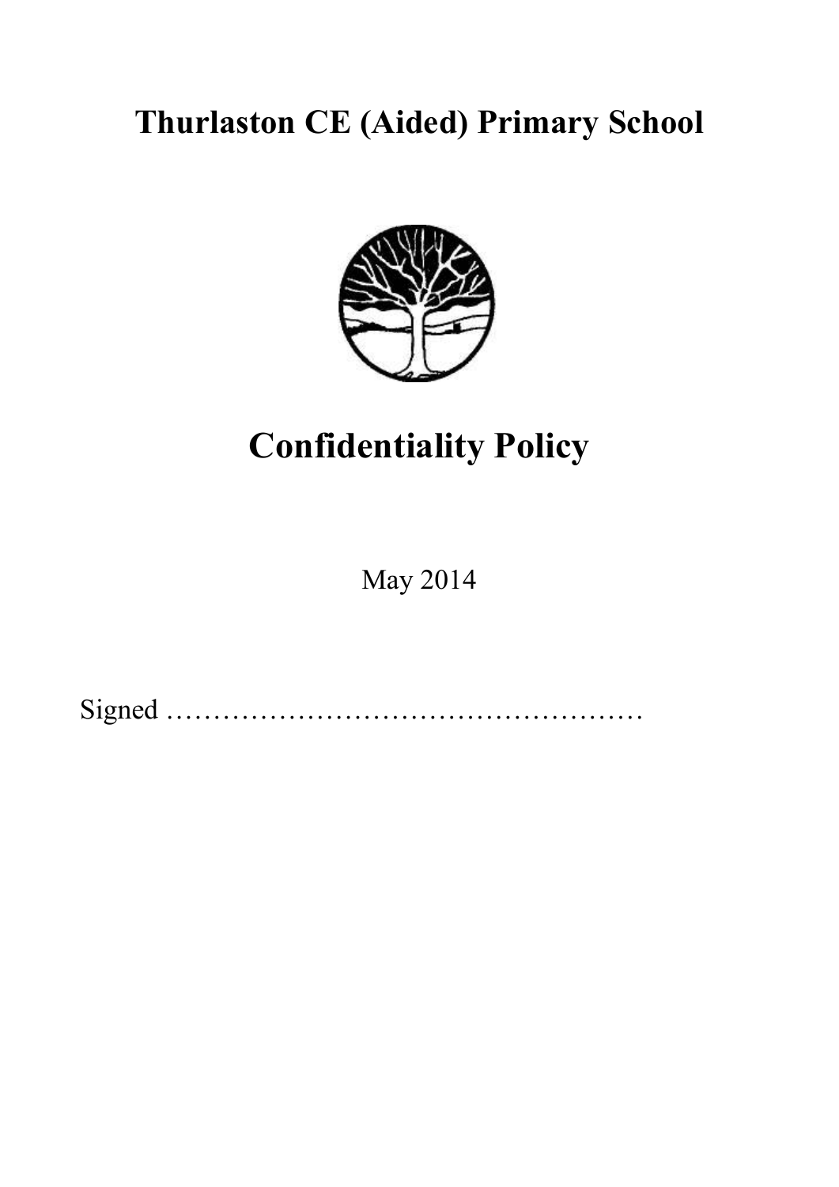# Thurlaston CE (Aided) Primary School

# Confidentiality Policy

May 2014

Signed ……………………………………………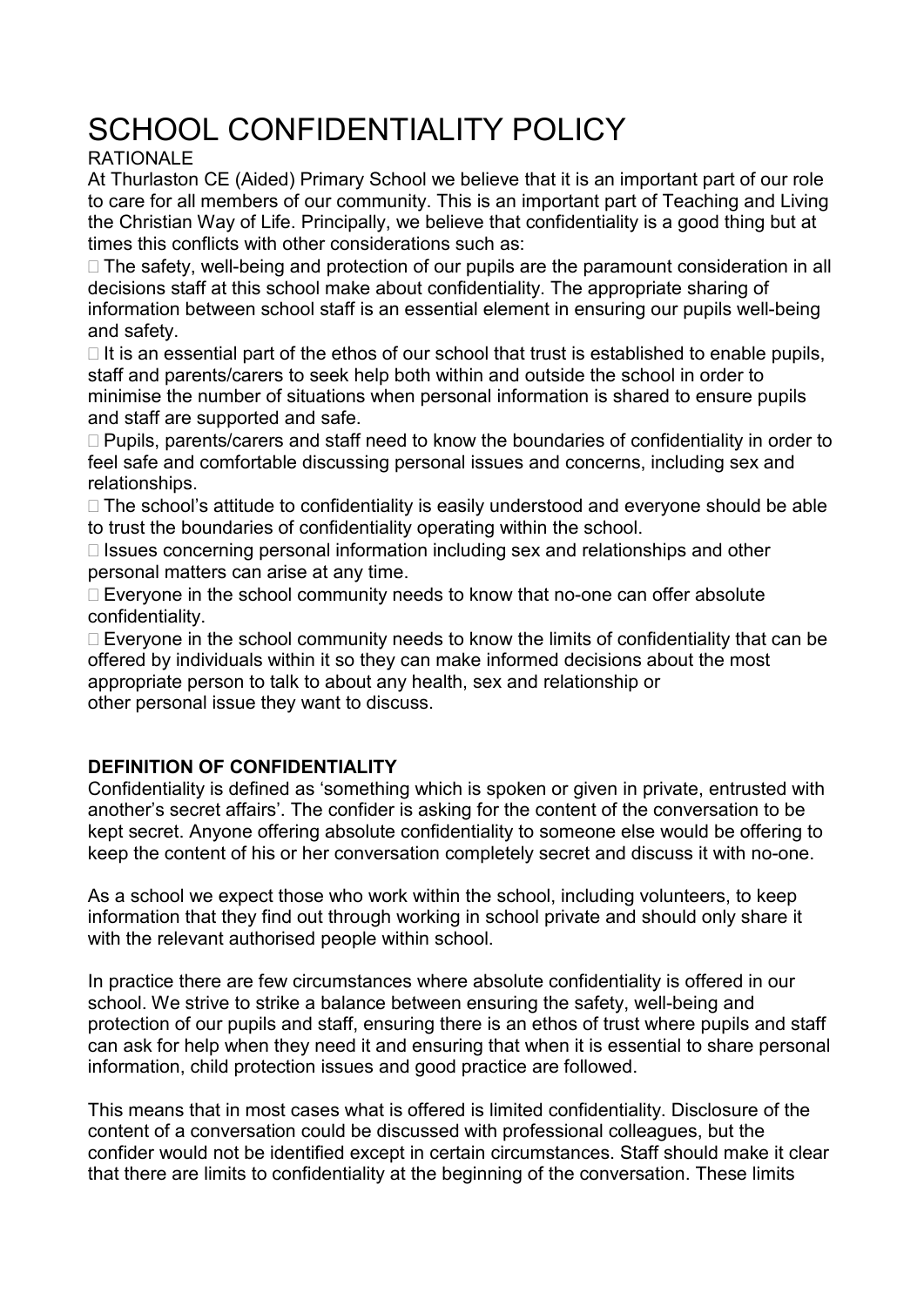# SCHOOL CONFIDENTIALITY POLICY

RATIONALE

At Thurlaston CE (Aided) Primary School we believe that it is an important part of our role to care for all members of our community. This is an important part of Teaching and Living the Christian Way of Life. Principally, we believe that confidentiality is a good thing but at times this conflicts with other considerations such as:

- The safety, well-being and protection of our pupils are the paramount consideration in all decisions staff at this school make about confidentiality. The appropriate sharing of information between school staff is an essential element in ensuring our pupils well-being and safety.
- It is an essential part of the ethos of our school that trust is established to enable pupils, staff and parents/carers to seek help both within and outside the school in order to minimise the number of situations when personal information is shared to ensure pupils and staff are supported and safe.
- Pupils, parents/carers and staff need to know the boundaries of confidentiality in order to feel safe and comfortable discussing personal issues and concerns, including sex and relationships.
- The school's attitude to confidentiality is easily understood and everyone should be able to trust the boundaries of confidentiality operating within the school.
- Issues concerning personal information including sex and relationships and other personal matters can arise at any time.
- Everyone in the school community needs to know that no-one can offer absolute confidentiality.
- Everyone in the school community needs to know the limits of confidentiality that can be offered by individuals within it so they can make informed decisions about the most appropriate person to talk to about any health, sex and relationship or other personal issue they want to discuss.

**DEFINITION OF CONFIDENTIALITY**

Confidentiality is defined as 'something which is spoken or given in private, entrusted with another's secret affairs'. The confider is asking for the content of the conversation to be kept secret. Anyone offering absolute confidentiality to someone else would be offering to keep the content of his or her conversation completely secret and discuss it with no-one.

As a school we expect those who work within the school, including volunteers, to keep information that they find out through working in school private and should only share it with the relevant authorised people within school.

In practice there are few circumstances where absolute confidentiality is offered in our school. We strive to strike a balance between ensuring the safety, well-being and protection of our pupils and staff, ensuring there is an ethos of trust where pupils and staff can ask for help when they need it and ensuring that when it is essential to share personal information, child protection issues and good practice are followed.

This means that in most cases what is offered is limited confidentiality. Disclosure of the content of a conversation could be discussed with professional colleagues, but the confider would not be identified except in certain circumstances. Staff should make it clear that there are limits to confidentiality at the beginning of the conversation. These limits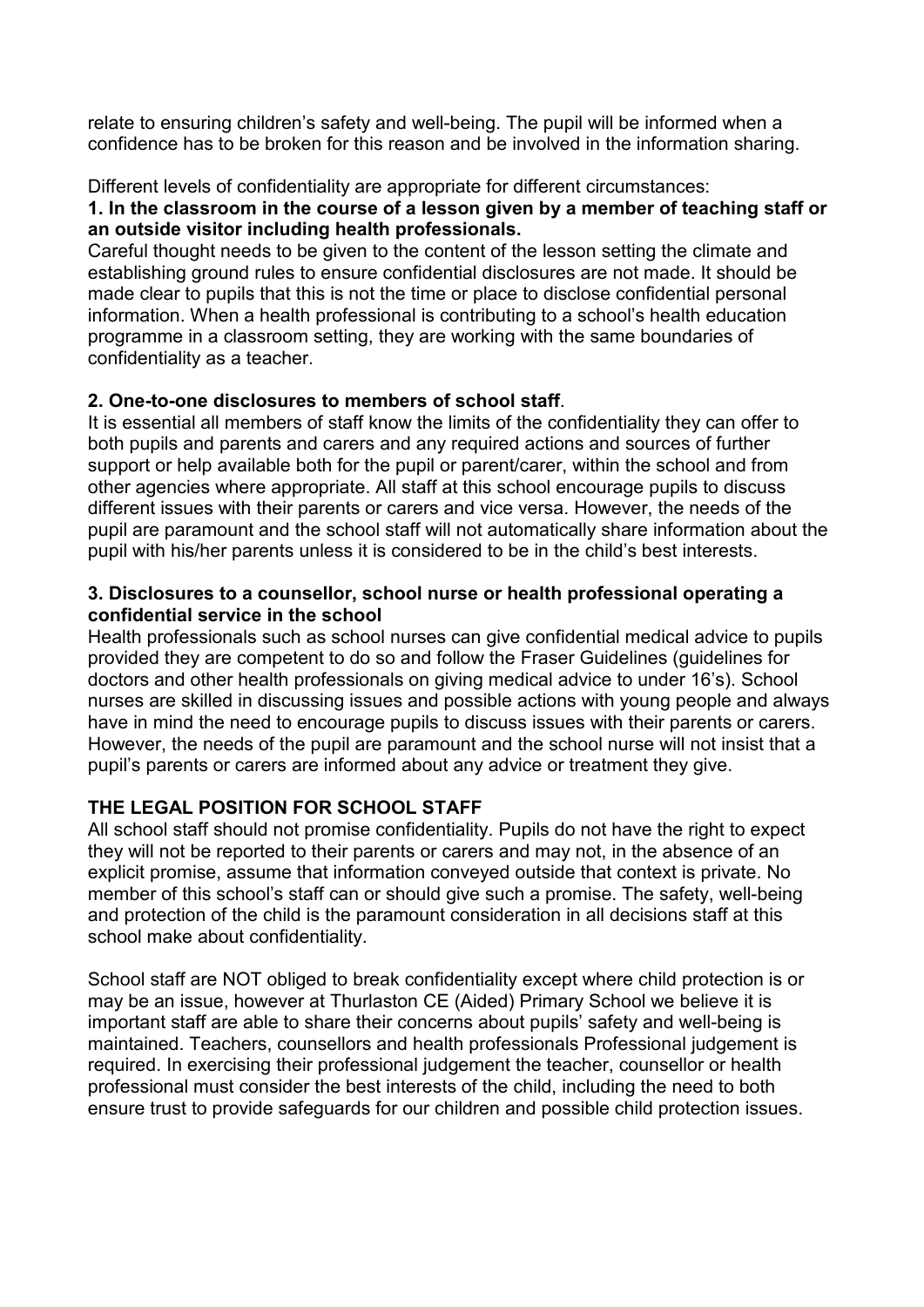relate to ensuring children's safety and well-being. The pupil will be informed when a confidence has to be broken for this reason and be involved in the information sharing.

Different levels of confidentiality are appropriate for different circumstances:

**1. In the classroom in the course of a lesson given by a member of teaching staff or an outside visitor including health professionals.**

Careful thought needs to be given to the content of the lesson setting the climate and establishing ground rules to ensure confidential disclosures are not made. It should be made clear to pupils that this is not the time or place to disclose confidential personal information. When a health professional is contributing to a school's health education programme in a classroom setting, they are working with the same boundaries of confidentiality as a teacher.

**2. One-to-one disclosures to members of school staff**.

It is essential all members of staff know the limits of the confidentiality they can offer to both pupils and parents and carers and any required actions and sources of further support or help available both for the pupil or parent/carer, within the school and from other agencies where appropriate. All staff at this school encourage pupils to discuss different issues with their parents or carers and vice versa. However, the needs of the pupil are paramount and the school staff will not automatically share information about the pupil with his/her parents unless it is considered to be in the child's best interests.

**3. Disclosures to a counsellor, school nurse or health professional operating a confidential service in the school**

Health professionals such as school nurses can give confidential medical advice to pupils provided they are competent to do so and follow the Fraser Guidelines (guidelines for doctors and other health professionals on giving medical advice to under 16's). School nurses are skilled in discussing issues and possible actions with young people and always have in mind the need to encourage pupils to discuss issues with their parents or carers. However, the needs of the pupil are paramount and the school nurse will not insist that a pupil's parents or carers are informed about any advice or treatment they give.

**THE LEGAL POSITION FOR SCHOOL STAFF**

All school staff should not promise confidentiality. Pupils do not have the right to expect they will not be reported to their parents or carers and may not, in the absence of an explicit promise, assume that information conveyed outside that context is private. No member of this school's staff can or should give such a promise. The safety, well-being and protection of the child is the paramount consideration in all decisions staff at this school make about confidentiality.

School staff are NOT obliged to break confidentiality except where child protection is or may be an issue, however at Thurlaston CE (Aided) Primary School we believe it is important staff are able to share their concerns about pupils' safety and well-being is maintained. Teachers, counsellors and health professionals Professional judgement is required. In exercising their professional judgement the teacher, counsellor or health professional must consider the best interests of the child, including the need to both ensure trust to provide safeguards for our children and possible child protection issues.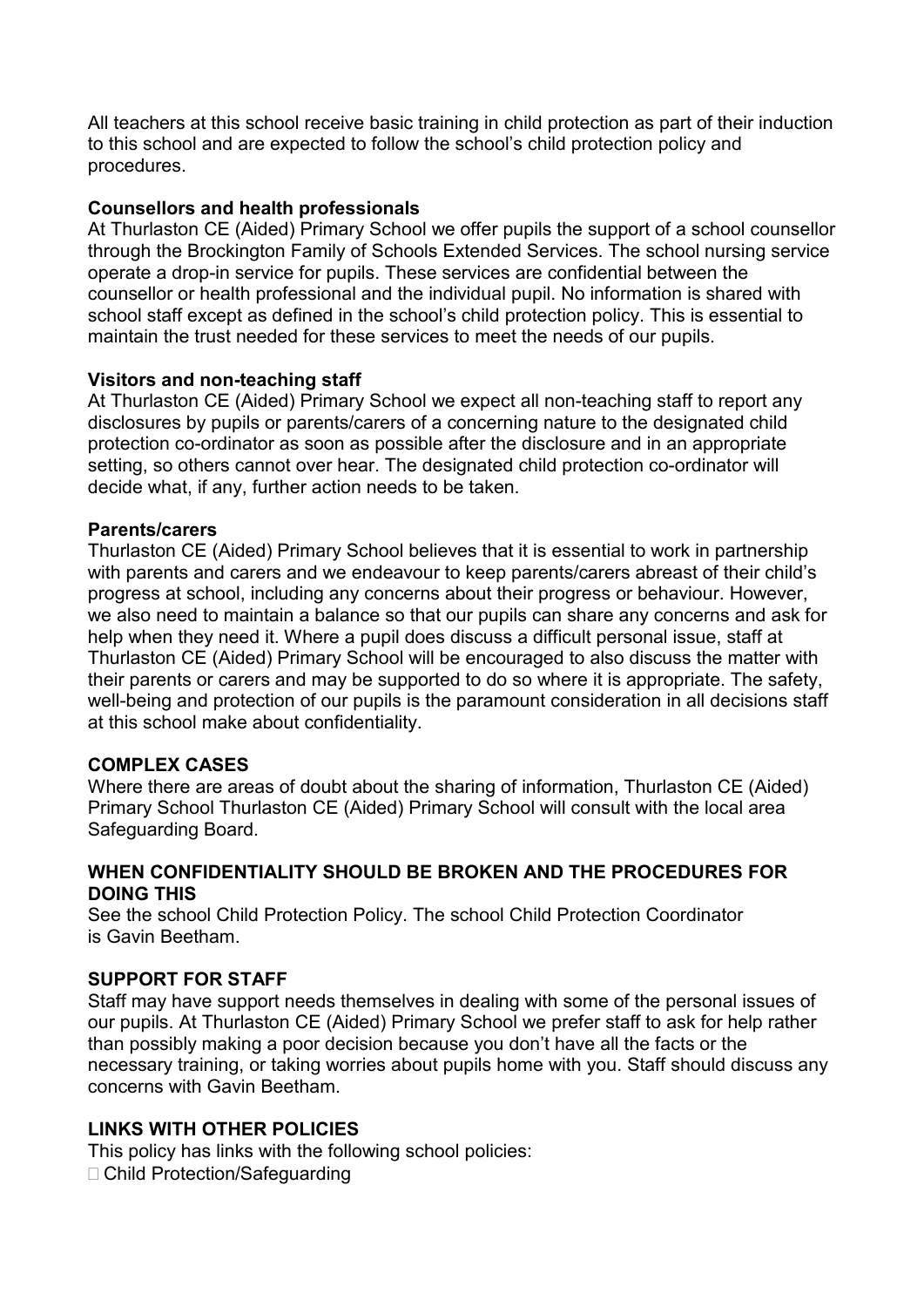All teachers at this school receive basic training in child protection as part of their induction to this school and are expected to follow the school's child protection policy and procedures.

**Counsellors and health professionals**

At Thurlaston CE (Aided) Primary School we offer pupils the support of a school counsellor through the Brockington Family of Schools Extended Services. The school nursing service operate a drop-in service for pupils. These services are confidential between the counsellor or health professional and the individual pupil. No information is shared with school staff except as defined in the school's child protection policy. This is essential to maintain the trust needed for these services to meet the needs of our pupils.

**Visitors and non-teaching staff**

At Thurlaston CE (Aided) Primary School we expect all non-teaching staff to report any disclosures by pupils or parents/carers of a concerning nature to the designated child protection co-ordinator as soon as possible after the disclosure and in an appropriate setting, so others cannot over hear. The designated child protection co-ordinator will decide what, if any, further action needs to be taken.

**Parents/carers**

Thurlaston CE (Aided) Primary School believes that it is essential to work in partnership with parents and carers and we endeavour to keep parents/carers abreast of their child's progress at school, including any concerns about their progress or behaviour. However, we also need to maintain a balance so that our pupils can share any concerns and ask for help when they need it. Where a pupil does discuss a difficult personal issue, staff at Thurlaston CE (Aided) Primary School will be encouraged to also discuss the matter with their parents or carers and may be supported to do so where it is appropriate. The safety, well-being and protection of our pupils is the paramount consideration in all decisions staff at this school make about confidentiality.

## COMPLEX CASES

Where there are areas of doubt about the sharing of information, Thurlaston CE (Aided) Primary School Thurlaston CE (Aided) Primary School will consult with the local area Safeguarding Board.

## WHEN CONFIDENTIALITY SHOULD BE BROKEN AND THE PROCEDURES FOR DOING THIS

See the school Child Protection Policy. The school Child Protection Coordinator is Gavin Beetham.

## SUPPORT FOR STAFF

Staff may have support needs themselves in dealing with some of the personal issues of our pupils. At Thurlaston CE (Aided) Primary School we prefer staff to ask for help rather than possibly making a poor decision because you don't have all the facts or the necessary training, or taking worries about pupils home with you. Staff should discuss any concerns with Gavin Beetham.

## LINKS WITH OTHER POLICIES

This policy has links with the following school policies:

- Child Protection/Safeguarding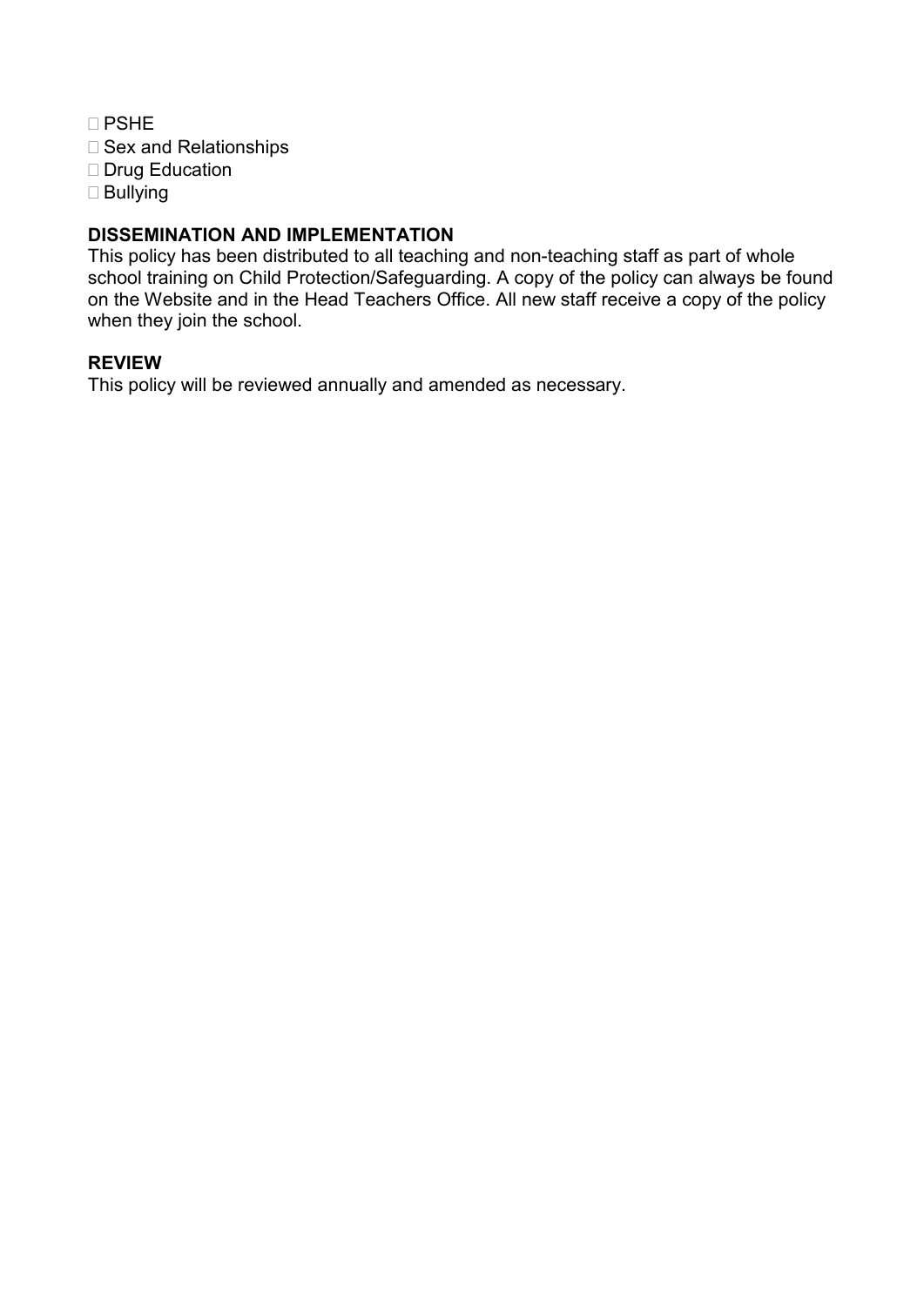- PSHE
- Sex and Relationships
- Drug Education
- Bullying

**DISSEMINATION AND IMPLEMENTATION**

This policy has been distributed to all teaching and non-teaching staff as part of whole school training on Child Protection/Safeguarding. A copy of the policy can always be found on the Website and in the Head Teachers Office. All new staff receive a copy of the policy when they join the school.

**REVIEW**

This policy will be reviewed annually and amended as necessary.